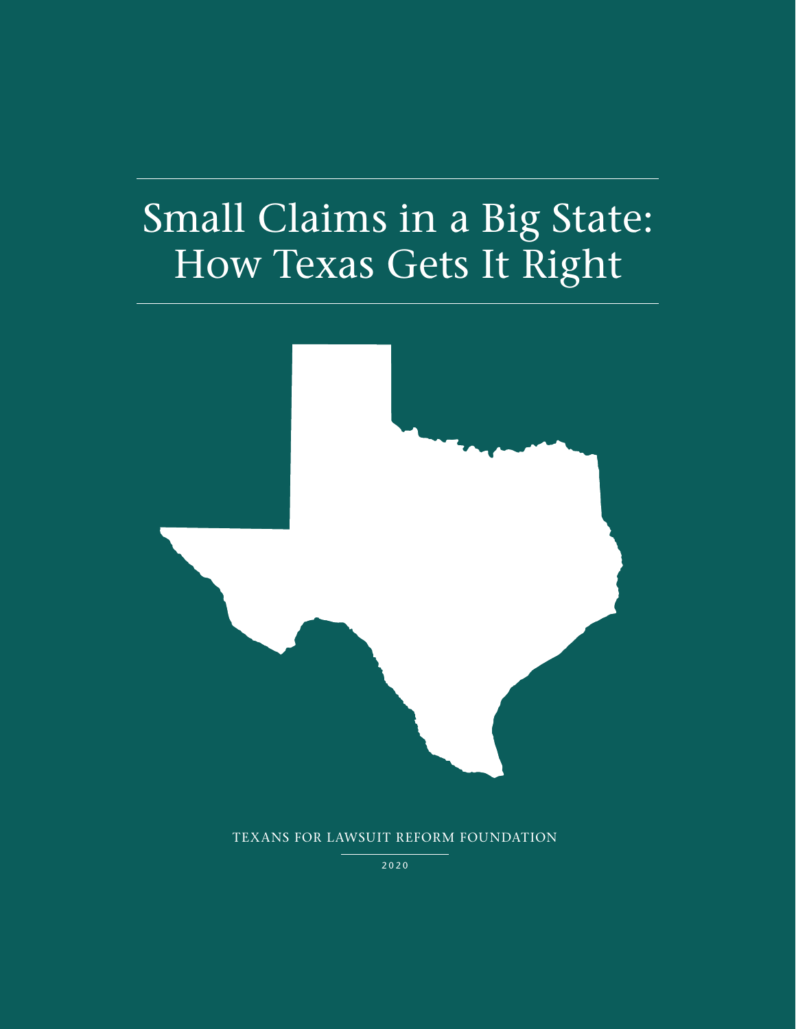# Small Claims in a Big State: How Texas Gets It Right

TEXANS FOR LAWSUIT REFORM FOUNDATION

2020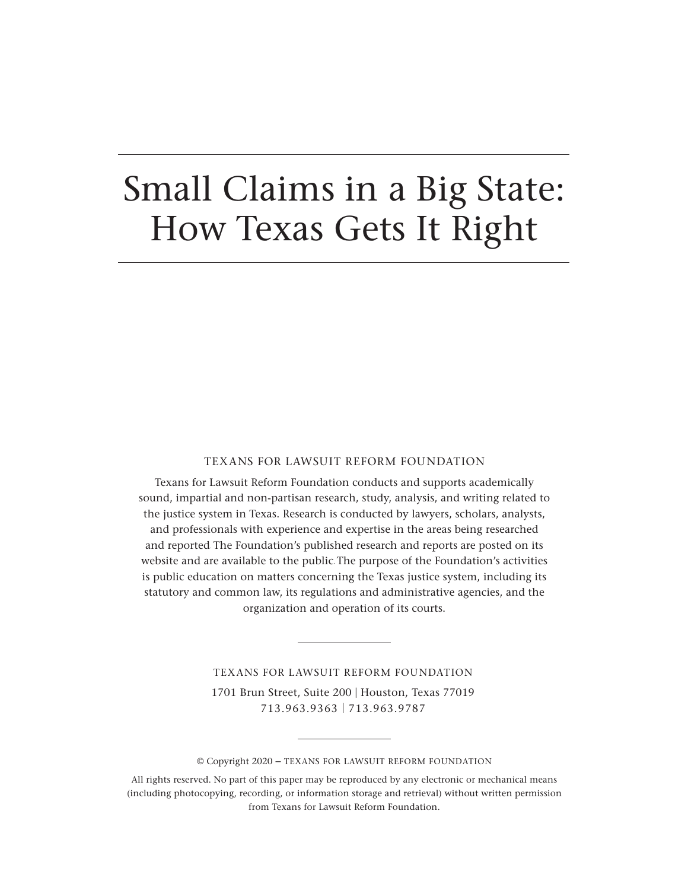# Small Claims in a Big State: How Texas Gets It Right

TEXANS FOR LAWSUIT REFORM FOUNDATION

Texans for Lawsuit Reform Foundation conducts and supports academically sound, impartial and non-partisan research, study, analysis, and writing related to the justice system in Texas. Research is conducted by lawyers, scholars, analysts, and professionals with experience and expertise in the areas being researched and reported. The Foundation's published research and reports are posted on its website and are available to the public. The purpose of the Foundation's activities is public education on matters concerning the Texas justice system, including its statutory and common law, its regulations and administrative agencies, and the organization and operation of its courts.

---

TEXANS FOR LAWSUIT REFORM FOUNDATION

1701 Brun Street, Suite 200 | Houston, Texas 77019
713.963.9363 | 713.963.9787

---

© Copyright 2020 – TEXANS FOR LAWSUIT REFORM FOUNDATION

All rights reserved. No part of this paper may be reproduced by any electronic or mechanical means (including photocopying, recording, or information storage and retrieval) without written permission from Texans for Lawsuit Reform Foundation.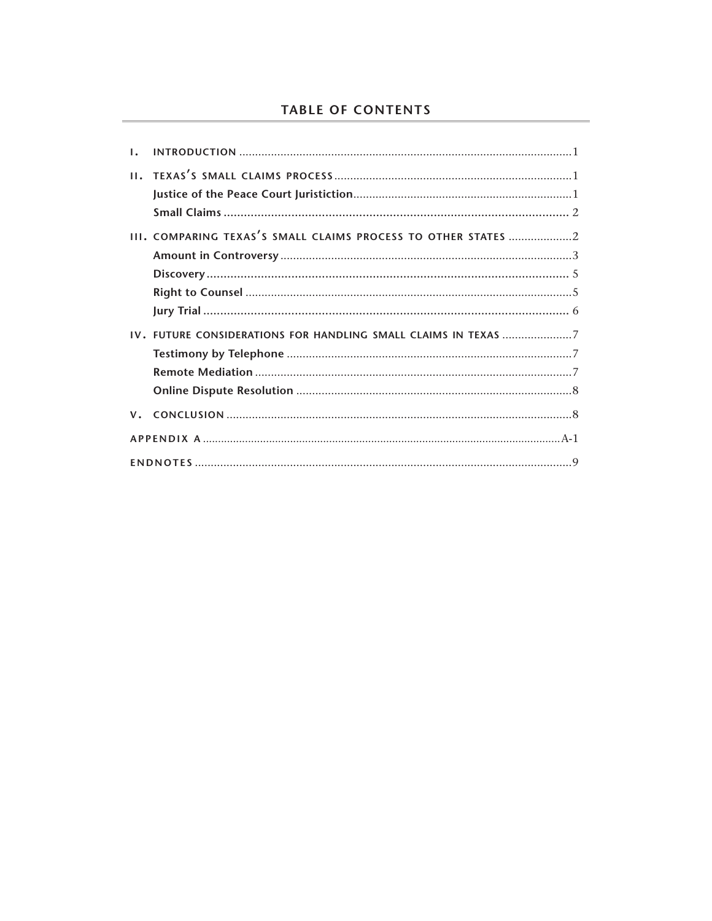## TABLE OF CONTENTS

I. INTRODUCTION .......... 1

II. TEXAS'S SMALL CLAIMS PROCESS .......... 1

- **Justice of the Peace Court Juristiction** .......... 1
- **Small Claims** .......... 2

III. COMPARING TEXAS'S SMALL CLAIMS PROCESS TO OTHER STATES .......... 2

- **Amount in Controversy** .......... 3
- **Discovery** .......... 5
- **Right to Counsel** .......... 5
- **Jury Trial** .......... 6

IV. FUTURE CONSIDERATIONS FOR HANDLING SMALL CLAIMS IN TEXAS .......... 7

- **Testimony by Telephone** .......... 7
- **Remote Mediation** .......... 7
- **Online Dispute Resolution** .......... 8

V. CONCLUSION .......... 8

APPENDIX A .......... A-1

ENDNOTES .......... 9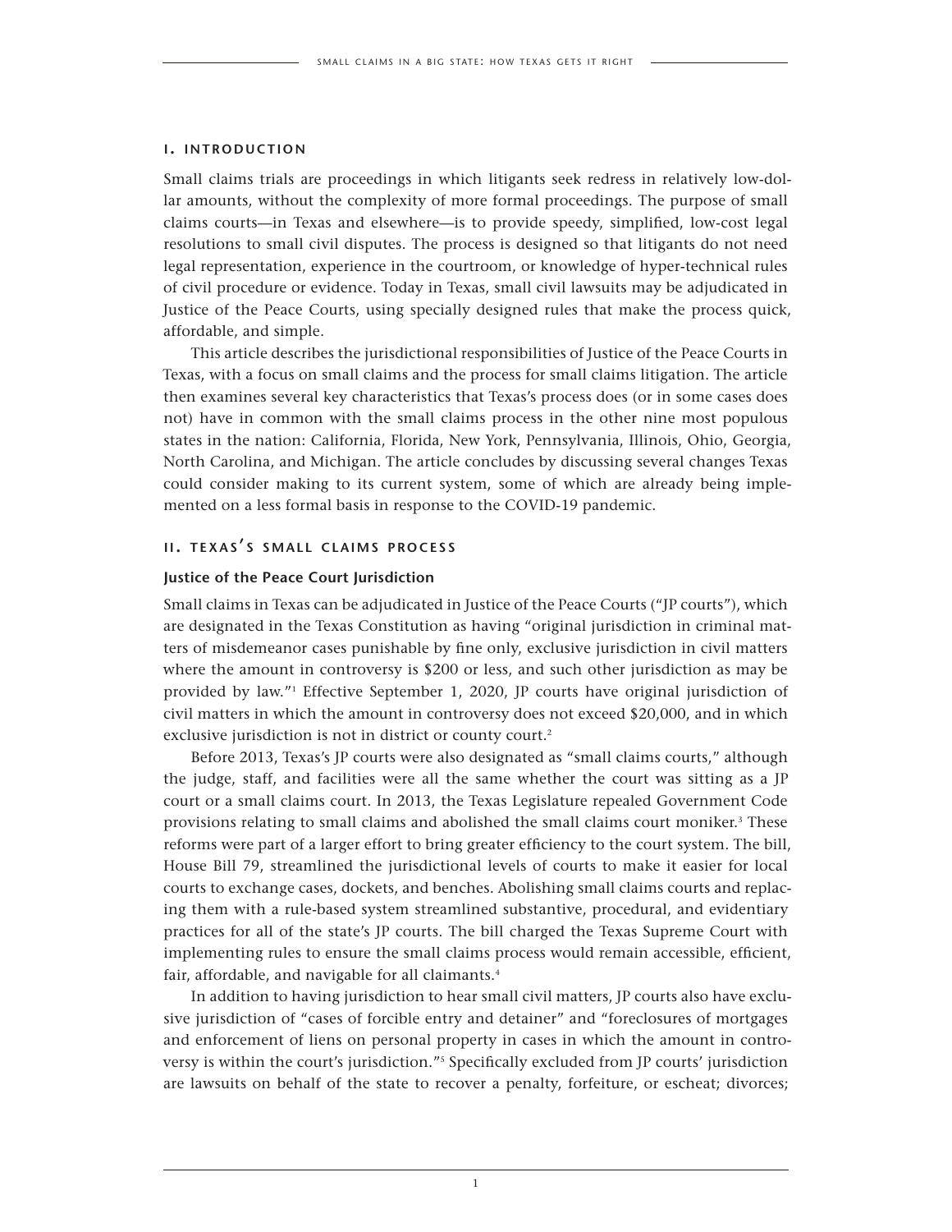## I. INTRODUCTION

Small claims trials are proceedings in which litigants seek redress in relatively low-dollar amounts, without the complexity of more formal proceedings. The purpose of small claims courts—in Texas and elsewhere—is to provide speedy, simplified, low-cost legal resolutions to small civil disputes. The process is designed so that litigants do not need legal representation, experience in the courtroom, or knowledge of hyper-technical rules of civil procedure or evidence. Today in Texas, small civil lawsuits may be adjudicated in Justice of the Peace Courts, using specially designed rules that make the process quick, affordable, and simple.

This article describes the jurisdictional responsibilities of Justice of the Peace Courts in Texas, with a focus on small claims and the process for small claims litigation. The article then examines several key characteristics that Texas's process does (or in some cases does not) have in common with the small claims process in the other nine most populous states in the nation: California, Florida, New York, Pennsylvania, Illinois, Ohio, Georgia, North Carolina, and Michigan. The article concludes by discussing several changes Texas could consider making to its current system, some of which are already being implemented on a less formal basis in response to the COVID-19 pandemic.

## II. TEXAS'S SMALL CLAIMS PROCESS

### Justice of the Peace Court Jurisdiction

Small claims in Texas can be adjudicated in Justice of the Peace Courts ("JP courts"), which are designated in the Texas Constitution as having "original jurisdiction in criminal matters of misdemeanor cases punishable by fine only, exclusive jurisdiction in civil matters where the amount in controversy is $200 or less, and such other jurisdiction as may be provided by law."[1] Effective September 1, 2020, JP courts have original jurisdiction of civil matters in which the amount in controversy does not exceed $20,000, and in which exclusive jurisdiction is not in district or county court.[2]

Before 2013, Texas's JP courts were also designated as "small claims courts," although the judge, staff, and facilities were all the same whether the court was sitting as a JP court or a small claims court. In 2013, the Texas Legislature repealed Government Code provisions relating to small claims and abolished the small claims court moniker.[3] These reforms were part of a larger effort to bring greater efficiency to the court system. The bill, House Bill 79, streamlined the jurisdictional levels of courts to make it easier for local courts to exchange cases, dockets, and benches. Abolishing small claims courts and replacing them with a rule-based system streamlined substantive, procedural, and evidentiary practices for all of the state's JP courts. The bill charged the Texas Supreme Court with implementing rules to ensure the small claims process would remain accessible, efficient, fair, affordable, and navigable for all claimants.[4]

In addition to having jurisdiction to hear small civil matters, JP courts also have exclusive jurisdiction of "cases of forcible entry and detainer" and "foreclosures of mortgages and enforcement of liens on personal property in cases in which the amount in controversy is within the court's jurisdiction."[5] Specifically excluded from JP courts' jurisdiction are lawsuits on behalf of the state to recover a penalty, forfeiture, or escheat; divorces;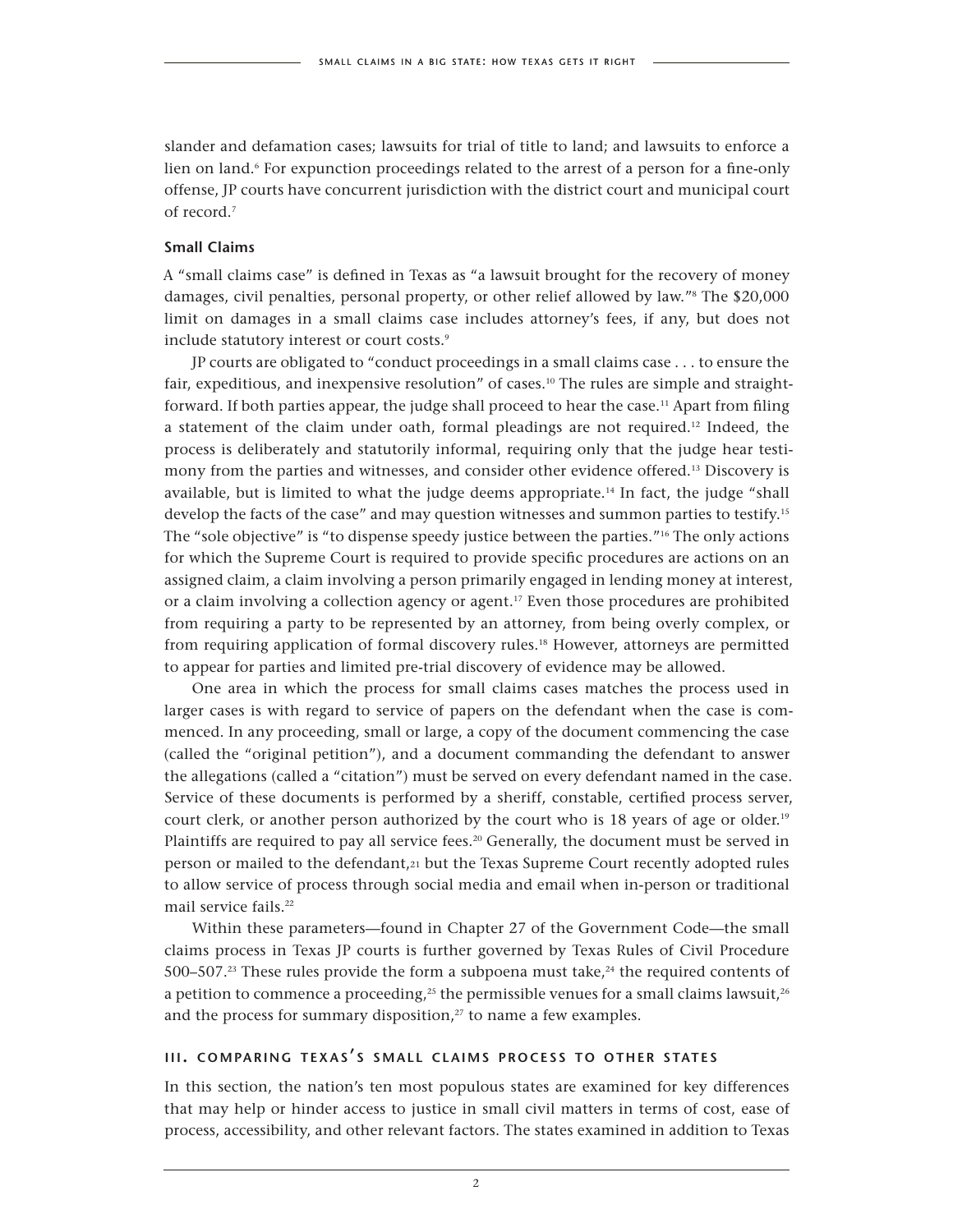slander and defamation cases; lawsuits for trial of title to land; and lawsuits to enforce a lien on land.[6] For expunction proceedings related to the arrest of a person for a fine-only offense, JP courts have concurrent jurisdiction with the district court and municipal court of record.[7]

**Small Claims**

A "small claims case" is defined in Texas as "a lawsuit brought for the recovery of money damages, civil penalties, personal property, or other relief allowed by law."[8] The $20,000 limit on damages in a small claims case includes attorney's fees, if any, but does not include statutory interest or court costs.[9]

JP courts are obligated to "conduct proceedings in a small claims case . . . to ensure the fair, expeditious, and inexpensive resolution" of cases.[10] The rules are simple and straightforward. If both parties appear, the judge shall proceed to hear the case.[11] Apart from filing a statement of the claim under oath, formal pleadings are not required.[12] Indeed, the process is deliberately and statutorily informal, requiring only that the judge hear testimony from the parties and witnesses, and consider other evidence offered.[13] Discovery is available, but is limited to what the judge deems appropriate.[14] In fact, the judge "shall develop the facts of the case" and may question witnesses and summon parties to testify.[15] The "sole objective" is "to dispense speedy justice between the parties."[16] The only actions for which the Supreme Court is required to provide specific procedures are actions on an assigned claim, a claim involving a person primarily engaged in lending money at interest, or a claim involving a collection agency or agent.[17] Even those procedures are prohibited from requiring a party to be represented by an attorney, from being overly complex, or from requiring application of formal discovery rules.[18] However, attorneys are permitted to appear for parties and limited pre-trial discovery of evidence may be allowed.

One area in which the process for small claims cases matches the process used in larger cases is with regard to service of papers on the defendant when the case is commenced. In any proceeding, small or large, a copy of the document commencing the case (called the "original petition"), and a document commanding the defendant to answer the allegations (called a "citation") must be served on every defendant named in the case. Service of these documents is performed by a sheriff, constable, certified process server, court clerk, or another person authorized by the court who is 18 years of age or older.[19] Plaintiffs are required to pay all service fees.[20] Generally, the document must be served in person or mailed to the defendant,[21] but the Texas Supreme Court recently adopted rules to allow service of process through social media and email when in-person or traditional mail service fails.[22]

Within these parameters—found in Chapter 27 of the Government Code—the small claims process in Texas JP courts is further governed by Texas Rules of Civil Procedure 500–507.[23] These rules provide the form a subpoena must take,[24] the required contents of a petition to commence a proceeding,[25] the permissible venues for a small claims lawsuit,[26] and the process for summary disposition,[27] to name a few examples.

## III. COMPARING TEXAS'S SMALL CLAIMS PROCESS TO OTHER STATES

In this section, the nation's ten most populous states are examined for key differences that may help or hinder access to justice in small civil matters in terms of cost, ease of process, accessibility, and other relevant factors. The states examined in addition to Texas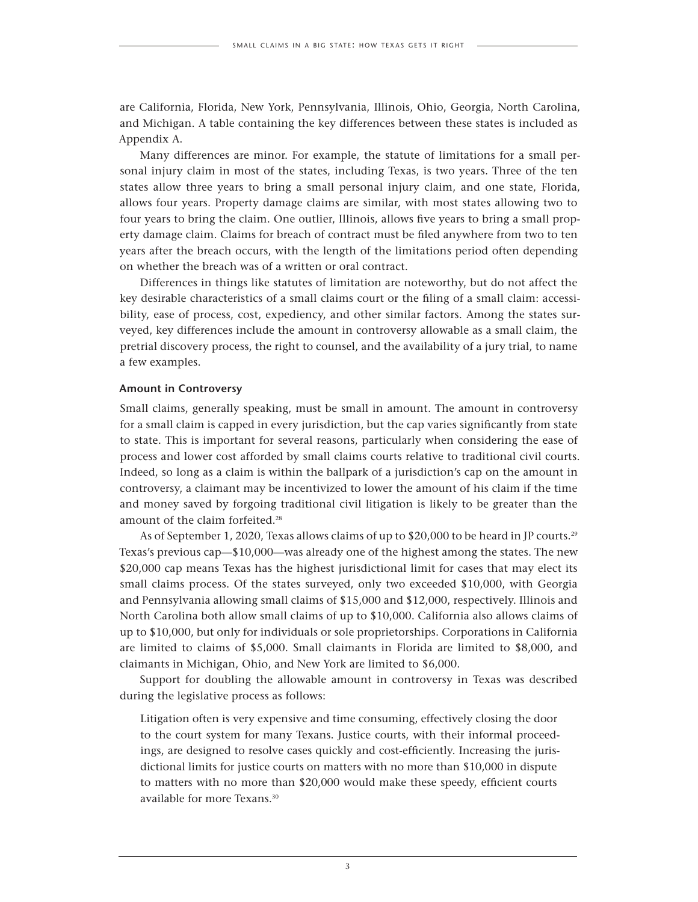are California, Florida, New York, Pennsylvania, Illinois, Ohio, Georgia, North Carolina, and Michigan. A table containing the key differences between these states is included as Appendix A.

Many differences are minor. For example, the statute of limitations for a small personal injury claim in most of the states, including Texas, is two years. Three of the ten states allow three years to bring a small personal injury claim, and one state, Florida, allows four years. Property damage claims are similar, with most states allowing two to four years to bring the claim. One outlier, Illinois, allows five years to bring a small property damage claim. Claims for breach of contract must be filed anywhere from two to ten years after the breach occurs, with the length of the limitations period often depending on whether the breach was of a written or oral contract.

Differences in things like statutes of limitation are noteworthy, but do not affect the key desirable characteristics of a small claims court or the filing of a small claim: accessibility, ease of process, cost, expediency, and other similar factors. Among the states surveyed, key differences include the amount in controversy allowable as a small claim, the pretrial discovery process, the right to counsel, and the availability of a jury trial, to name a few examples.

### Amount in Controversy

Small claims, generally speaking, must be small in amount. The amount in controversy for a small claim is capped in every jurisdiction, but the cap varies significantly from state to state. This is important for several reasons, particularly when considering the ease of process and lower cost afforded by small claims courts relative to traditional civil courts. Indeed, so long as a claim is within the ballpark of a jurisdiction's cap on the amount in controversy, a claimant may be incentivized to lower the amount of his claim if the time and money saved by forgoing traditional civil litigation is likely to be greater than the amount of the claim forfeited.[28]

As of September 1, 2020, Texas allows claims of up to $20,000 to be heard in JP courts.[29] Texas's previous cap—$10,000—was already one of the highest among the states. The new $20,000 cap means Texas has the highest jurisdictional limit for cases that may elect its small claims process. Of the states surveyed, only two exceeded $10,000, with Georgia and Pennsylvania allowing small claims of $15,000 and $12,000, respectively. Illinois and North Carolina both allow small claims of up to $10,000. California also allows claims of up to $10,000, but only for individuals or sole proprietorships. Corporations in California are limited to claims of $5,000. Small claimants in Florida are limited to $8,000, and claimants in Michigan, Ohio, and New York are limited to $6,000.

Support for doubling the allowable amount in controversy in Texas was described during the legislative process as follows:

> Litigation often is very expensive and time consuming, effectively closing the door to the court system for many Texans. Justice courts, with their informal proceedings, are designed to resolve cases quickly and cost-efficiently. Increasing the jurisdictional limits for justice courts on matters with no more than $10,000 in dispute to matters with no more than $20,000 would make these speedy, efficient courts available for more Texans.[30]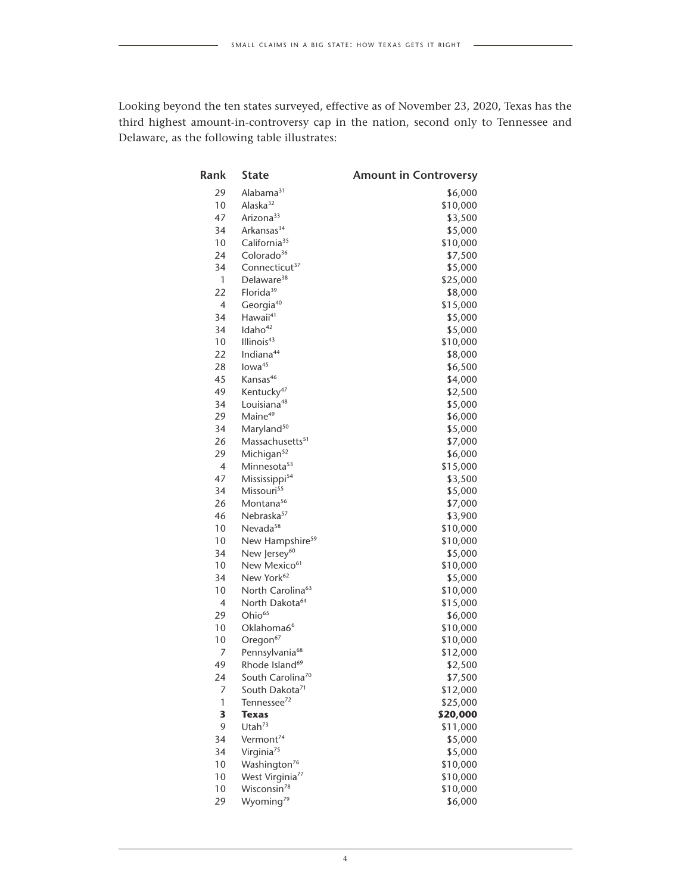Looking beyond the ten states surveyed, effective as of November 23, 2020, Texas has the third highest amount-in-controversy cap in the nation, second only to Tennessee and Delaware, as the following table illustrates:

| Rank | State | Amount in Controversy |
|---|---|---|
| 29 | Alabama[31] | $6,000 |
| 10 | Alaska[32] | $10,000 |
| 47 | Arizona[33] | $3,500 |
| 34 | Arkansas[34] | $5,000 |
| 10 | California[35] | $10,000 |
| 24 | Colorado[36] | $7,500 |
| 34 | Connecticut[37] | $5,000 |
| 1 | Delaware[38] | $25,000 |
| 22 | Florida[39] | $8,000 |
| 4 | Georgia[40] | $15,000 |
| 34 | Hawaii[41] | $5,000 |
| 34 | Idaho[42] | $5,000 |
| 10 | Illinois[43] | $10,000 |
| 22 | Indiana[44] | $8,000 |
| 28 | Iowa[45] | $6,500 |
| 45 | Kansas[46] | $4,000 |
| 49 | Kentucky[47] | $2,500 |
| 34 | Louisiana[48] | $5,000 |
| 29 | Maine[49] | $6,000 |
| 34 | Maryland[50] | $5,000 |
| 26 | Massachusetts[51] | $7,000 |
| 29 | Michigan[52] | $6,000 |
| 4 | Minnesota[53] | $15,000 |
| 47 | Mississippi[54] | $3,500 |
| 34 | Missouri[55] | $5,000 |
| 26 | Montana[56] | $7,000 |
| 46 | Nebraska[57] | $3,900 |
| 10 | Nevada[58] | $10,000 |
| 10 | New Hampshire[59] | $10,000 |
| 34 | New Jersey[60] | $5,000 |
| 10 | New Mexico[61] | $10,000 |
| 34 | New York[62] | $5,000 |
| 10 | North Carolina[63] | $10,000 |
| 4 | North Dakota[64] | $15,000 |
| 29 | Ohio[65] | $6,000 |
| 10 | Oklahoma6[6] | $10,000 |
| 10 | Oregon[67] | $10,000 |
| 7 | Pennsylvania[68] | $12,000 |
| 49 | Rhode Island[69] | $2,500 |
| 24 | South Carolina[70] | $7,500 |
| 7 | South Dakota[71] | $12,000 |
| 1 | Tennessee[72] | $25,000 |
| **3** | **Texas** | **$20,000** |
| 9 | Utah[73] | $11,000 |
| 34 | Vermont[74] | $5,000 |
| 34 | Virginia[75] | $5,000 |
| 10 | Washington[76] | $10,000 |
| 10 | West Virginia[77] | $10,000 |
| 10 | Wisconsin[78] | $10,000 |
| 29 | Wyoming[79] | $6,000 |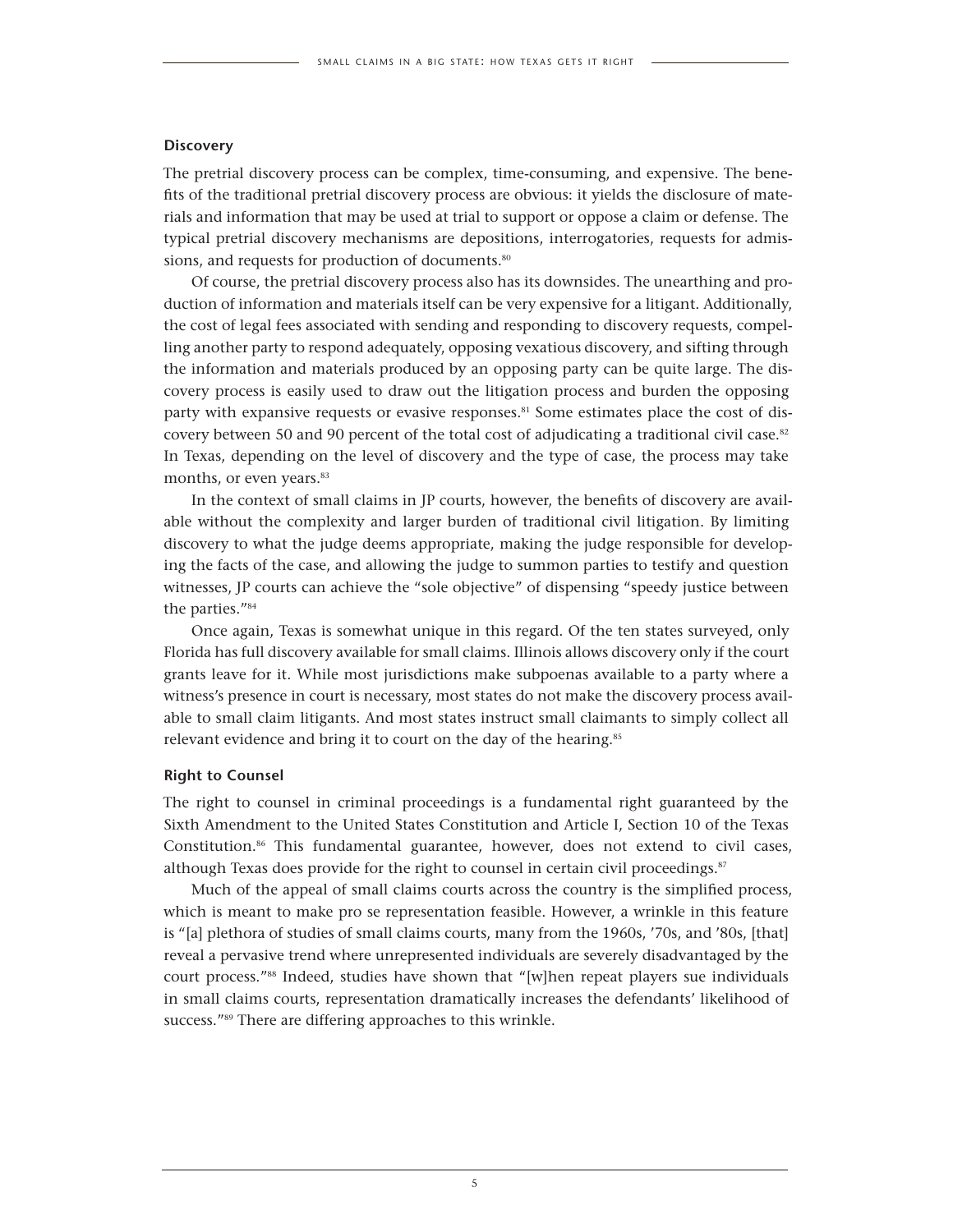### Discovery

The pretrial discovery process can be complex, time-consuming, and expensive. The benefits of the traditional pretrial discovery process are obvious: it yields the disclosure of materials and information that may be used at trial to support or oppose a claim or defense. The typical pretrial discovery mechanisms are depositions, interrogatories, requests for admissions, and requests for production of documents.[80]

Of course, the pretrial discovery process also has its downsides. The unearthing and production of information and materials itself can be very expensive for a litigant. Additionally, the cost of legal fees associated with sending and responding to discovery requests, compelling another party to respond adequately, opposing vexatious discovery, and sifting through the information and materials produced by an opposing party can be quite large. The discovery process is easily used to draw out the litigation process and burden the opposing party with expansive requests or evasive responses.[81] Some estimates place the cost of discovery between 50 and 90 percent of the total cost of adjudicating a traditional civil case.[82] In Texas, depending on the level of discovery and the type of case, the process may take months, or even years.[83]

In the context of small claims in JP courts, however, the benefits of discovery are available without the complexity and larger burden of traditional civil litigation. By limiting discovery to what the judge deems appropriate, making the judge responsible for developing the facts of the case, and allowing the judge to summon parties to testify and question witnesses, JP courts can achieve the "sole objective" of dispensing "speedy justice between the parties."[84]

Once again, Texas is somewhat unique in this regard. Of the ten states surveyed, only Florida has full discovery available for small claims. Illinois allows discovery only if the court grants leave for it. While most jurisdictions make subpoenas available to a party where a witness's presence in court is necessary, most states do not make the discovery process available to small claim litigants. And most states instruct small claimants to simply collect all relevant evidence and bring it to court on the day of the hearing.[85]

### Right to Counsel

The right to counsel in criminal proceedings is a fundamental right guaranteed by the Sixth Amendment to the United States Constitution and Article I, Section 10 of the Texas Constitution.[86] This fundamental guarantee, however, does not extend to civil cases, although Texas does provide for the right to counsel in certain civil proceedings.[87]

Much of the appeal of small claims courts across the country is the simplified process, which is meant to make pro se representation feasible. However, a wrinkle in this feature is "[a] plethora of studies of small claims courts, many from the 1960s, '70s, and '80s, [that] reveal a pervasive trend where unrepresented individuals are severely disadvantaged by the court process."[88] Indeed, studies have shown that "[w]hen repeat players sue individuals in small claims courts, representation dramatically increases the defendants' likelihood of success."[89] There are differing approaches to this wrinkle.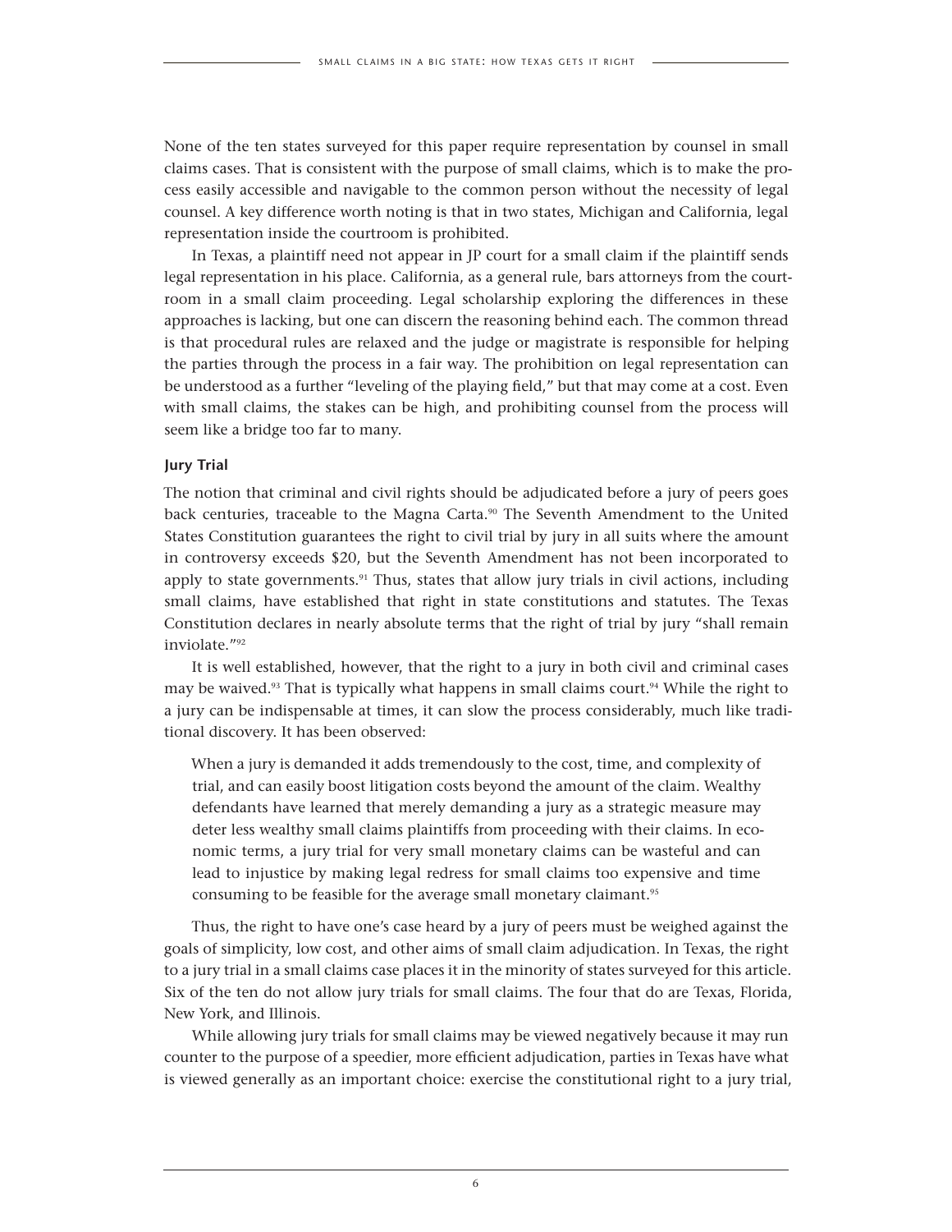None of the ten states surveyed for this paper require representation by counsel in small claims cases. That is consistent with the purpose of small claims, which is to make the process easily accessible and navigable to the common person without the necessity of legal counsel. A key difference worth noting is that in two states, Michigan and California, legal representation inside the courtroom is prohibited.

In Texas, a plaintiff need not appear in JP court for a small claim if the plaintiff sends legal representation in his place. California, as a general rule, bars attorneys from the courtroom in a small claim proceeding. Legal scholarship exploring the differences in these approaches is lacking, but one can discern the reasoning behind each. The common thread is that procedural rules are relaxed and the judge or magistrate is responsible for helping the parties through the process in a fair way. The prohibition on legal representation can be understood as a further "leveling of the playing field," but that may come at a cost. Even with small claims, the stakes can be high, and prohibiting counsel from the process will seem like a bridge too far to many.

**Jury Trial**

The notion that criminal and civil rights should be adjudicated before a jury of peers goes back centuries, traceable to the Magna Carta.[90] The Seventh Amendment to the United States Constitution guarantees the right to civil trial by jury in all suits where the amount in controversy exceeds $20, but the Seventh Amendment has not been incorporated to apply to state governments.[91] Thus, states that allow jury trials in civil actions, including small claims, have established that right in state constitutions and statutes. The Texas Constitution declares in nearly absolute terms that the right of trial by jury "shall remain inviolate."[92]

It is well established, however, that the right to a jury in both civil and criminal cases may be waived.[93] That is typically what happens in small claims court.[94] While the right to a jury can be indispensable at times, it can slow the process considerably, much like traditional discovery. It has been observed:

> When a jury is demanded it adds tremendously to the cost, time, and complexity of trial, and can easily boost litigation costs beyond the amount of the claim. Wealthy defendants have learned that merely demanding a jury as a strategic measure may deter less wealthy small claims plaintiffs from proceeding with their claims. In economic terms, a jury trial for very small monetary claims can be wasteful and can lead to injustice by making legal redress for small claims too expensive and time consuming to be feasible for the average small monetary claimant.[95]

Thus, the right to have one's case heard by a jury of peers must be weighed against the goals of simplicity, low cost, and other aims of small claim adjudication. In Texas, the right to a jury trial in a small claims case places it in the minority of states surveyed for this article. Six of the ten do not allow jury trials for small claims. The four that do are Texas, Florida, New York, and Illinois.

While allowing jury trials for small claims may be viewed negatively because it may run counter to the purpose of a speedier, more efficient adjudication, parties in Texas have what is viewed generally as an important choice: exercise the constitutional right to a jury trial,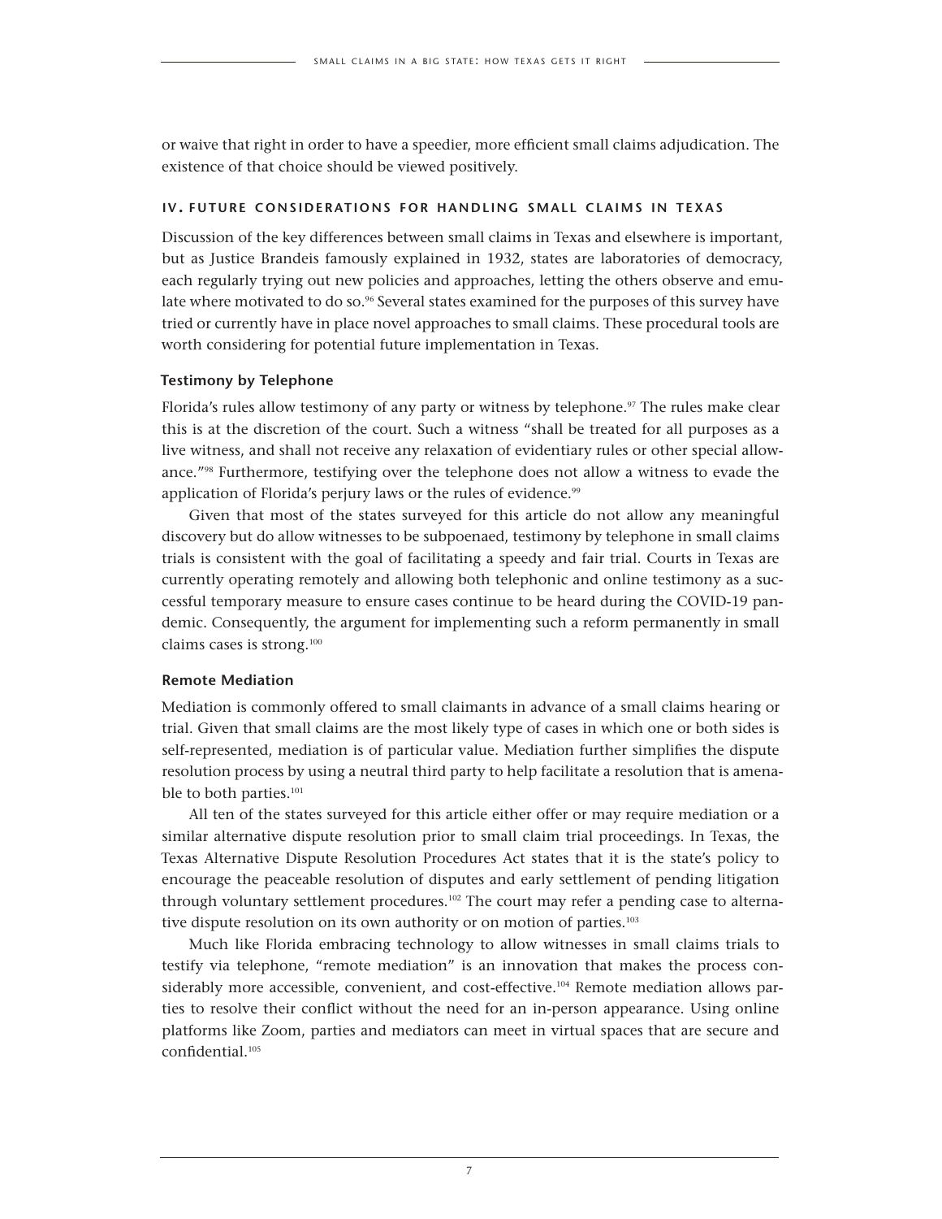or waive that right in order to have a speedier, more efficient small claims adjudication. The existence of that choice should be viewed positively.

## IV. FUTURE CONSIDERATIONS FOR HANDLING SMALL CLAIMS IN TEXAS

Discussion of the key differences between small claims in Texas and elsewhere is important, but as Justice Brandeis famously explained in 1932, states are laboratories of democracy, each regularly trying out new policies and approaches, letting the others observe and emulate where motivated to do so.[96] Several states examined for the purposes of this survey have tried or currently have in place novel approaches to small claims. These procedural tools are worth considering for potential future implementation in Texas.

### Testimony by Telephone

Florida's rules allow testimony of any party or witness by telephone.[97] The rules make clear this is at the discretion of the court. Such a witness "shall be treated for all purposes as a live witness, and shall not receive any relaxation of evidentiary rules or other special allowance."[98] Furthermore, testifying over the telephone does not allow a witness to evade the application of Florida's perjury laws or the rules of evidence.[99]

Given that most of the states surveyed for this article do not allow any meaningful discovery but do allow witnesses to be subpoenaed, testimony by telephone in small claims trials is consistent with the goal of facilitating a speedy and fair trial. Courts in Texas are currently operating remotely and allowing both telephonic and online testimony as a successful temporary measure to ensure cases continue to be heard during the COVID-19 pandemic. Consequently, the argument for implementing such a reform permanently in small claims cases is strong.[100]

### Remote Mediation

Mediation is commonly offered to small claimants in advance of a small claims hearing or trial. Given that small claims are the most likely type of cases in which one or both sides is self-represented, mediation is of particular value. Mediation further simplifies the dispute resolution process by using a neutral third party to help facilitate a resolution that is amenable to both parties.[101]

All ten of the states surveyed for this article either offer or may require mediation or a similar alternative dispute resolution prior to small claim trial proceedings. In Texas, the Texas Alternative Dispute Resolution Procedures Act states that it is the state's policy to encourage the peaceable resolution of disputes and early settlement of pending litigation through voluntary settlement procedures.[102] The court may refer a pending case to alternative dispute resolution on its own authority or on motion of parties.[103]

Much like Florida embracing technology to allow witnesses in small claims trials to testify via telephone, "remote mediation" is an innovation that makes the process considerably more accessible, convenient, and cost-effective.[104] Remote mediation allows parties to resolve their conflict without the need for an in-person appearance. Using online platforms like Zoom, parties and mediators can meet in virtual spaces that are secure and confidential.[105]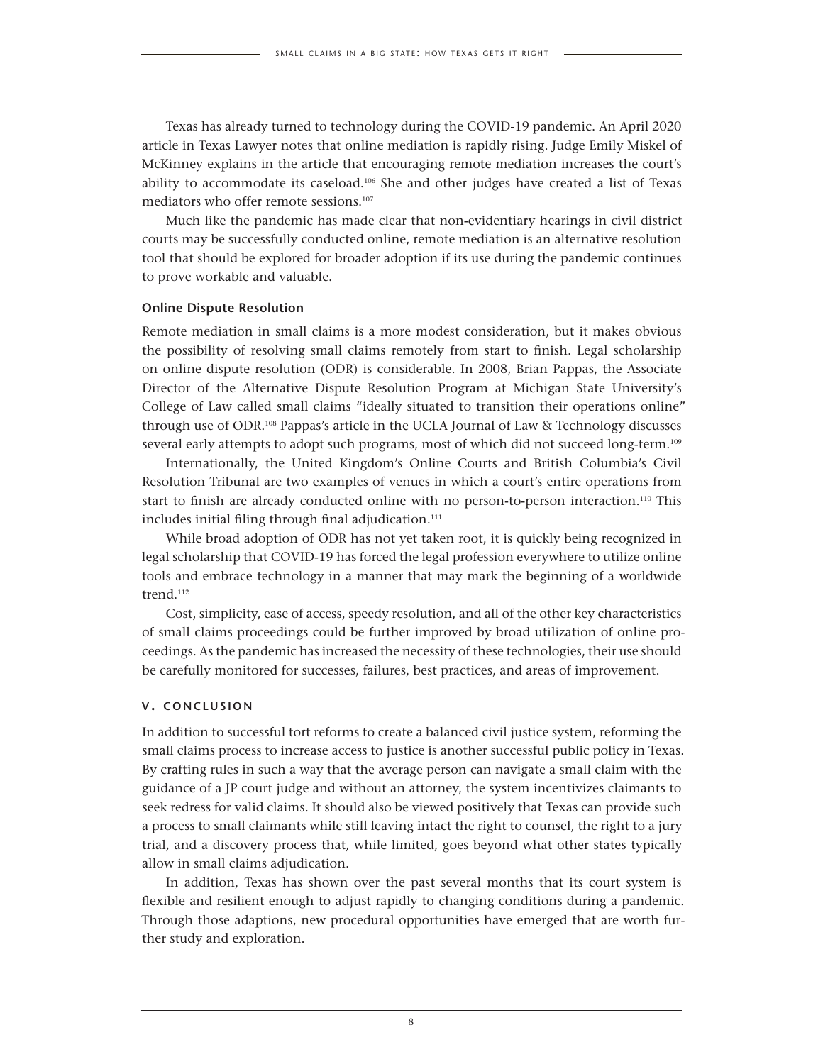Texas has already turned to technology during the COVID-19 pandemic. An April 2020 article in Texas Lawyer notes that online mediation is rapidly rising. Judge Emily Miskel of McKinney explains in the article that encouraging remote mediation increases the court's ability to accommodate its caseload.[106] She and other judges have created a list of Texas mediators who offer remote sessions.[107]

Much like the pandemic has made clear that non-evidentiary hearings in civil district courts may be successfully conducted online, remote mediation is an alternative resolution tool that should be explored for broader adoption if its use during the pandemic continues to prove workable and valuable.

### Online Dispute Resolution

Remote mediation in small claims is a more modest consideration, but it makes obvious the possibility of resolving small claims remotely from start to finish. Legal scholarship on online dispute resolution (ODR) is considerable. In 2008, Brian Pappas, the Associate Director of the Alternative Dispute Resolution Program at Michigan State University's College of Law called small claims "ideally situated to transition their operations online" through use of ODR.[108] Pappas's article in the UCLA Journal of Law & Technology discusses several early attempts to adopt such programs, most of which did not succeed long-term.[109]

Internationally, the United Kingdom's Online Courts and British Columbia's Civil Resolution Tribunal are two examples of venues in which a court's entire operations from start to finish are already conducted online with no person-to-person interaction.[110] This includes initial filing through final adjudication.[111]

While broad adoption of ODR has not yet taken root, it is quickly being recognized in legal scholarship that COVID-19 has forced the legal profession everywhere to utilize online tools and embrace technology in a manner that may mark the beginning of a worldwide trend.[112]

Cost, simplicity, ease of access, speedy resolution, and all of the other key characteristics of small claims proceedings could be further improved by broad utilization of online proceedings. As the pandemic has increased the necessity of these technologies, their use should be carefully monitored for successes, failures, best practices, and areas of improvement.

## V. CONCLUSION

In addition to successful tort reforms to create a balanced civil justice system, reforming the small claims process to increase access to justice is another successful public policy in Texas. By crafting rules in such a way that the average person can navigate a small claim with the guidance of a JP court judge and without an attorney, the system incentivizes claimants to seek redress for valid claims. It should also be viewed positively that Texas can provide such a process to small claimants while still leaving intact the right to counsel, the right to a jury trial, and a discovery process that, while limited, goes beyond what other states typically allow in small claims adjudication.

In addition, Texas has shown over the past several months that its court system is flexible and resilient enough to adjust rapidly to changing conditions during a pandemic. Through those adaptions, new procedural opportunities have emerged that are worth further study and exploration.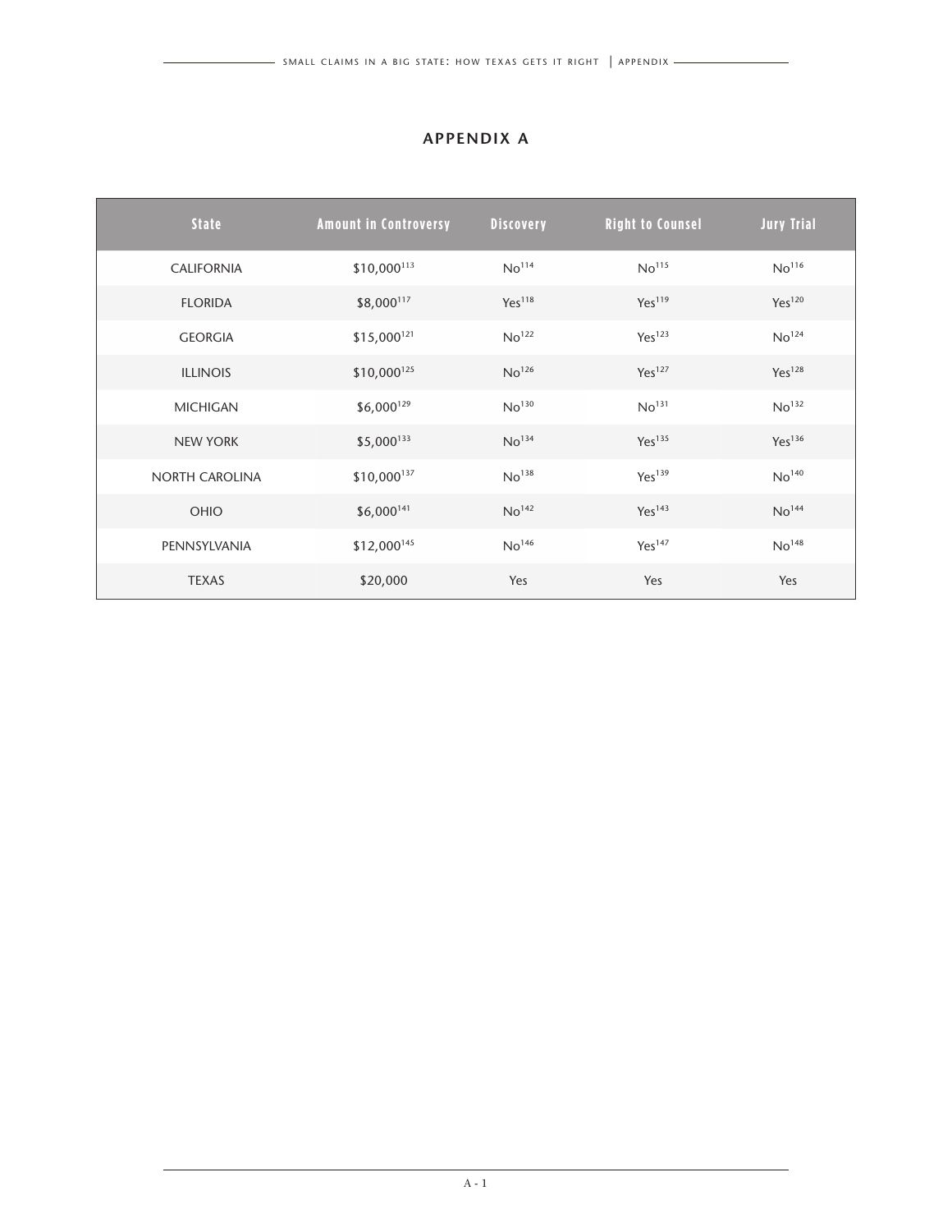## APPENDIX A

| State | Amount in Controversy | Discovery | Right to Counsel | Jury Trial |
|---|---|---|---|---|
| CALIFORNIA | $10,000[113] | No[114] | No[115] | No[116] |
| FLORIDA | $8,000[117] | Yes[118] | Yes[119] | Yes[120] |
| GEORGIA | $15,000[121] | No[122] | Yes[123] | No[124] |
| ILLINOIS | $10,000[125] | No[126] | Yes[127] | Yes[128] |
| MICHIGAN | $6,000[129] | No[130] | No[131] | No[132] |
| NEW YORK | $5,000[133] | No[134] | Yes[135] | Yes[136] |
| NORTH CAROLINA | $10,000[137] | No[138] | Yes[139] | No[140] |
| OHIO | $6,000[141] | No[142] | Yes[143] | No[144] |
| PENNSYLVANIA | $12,000[145] | No[146] | Yes[147] | No[148] |
| TEXAS | $20,000 | Yes | Yes | Yes |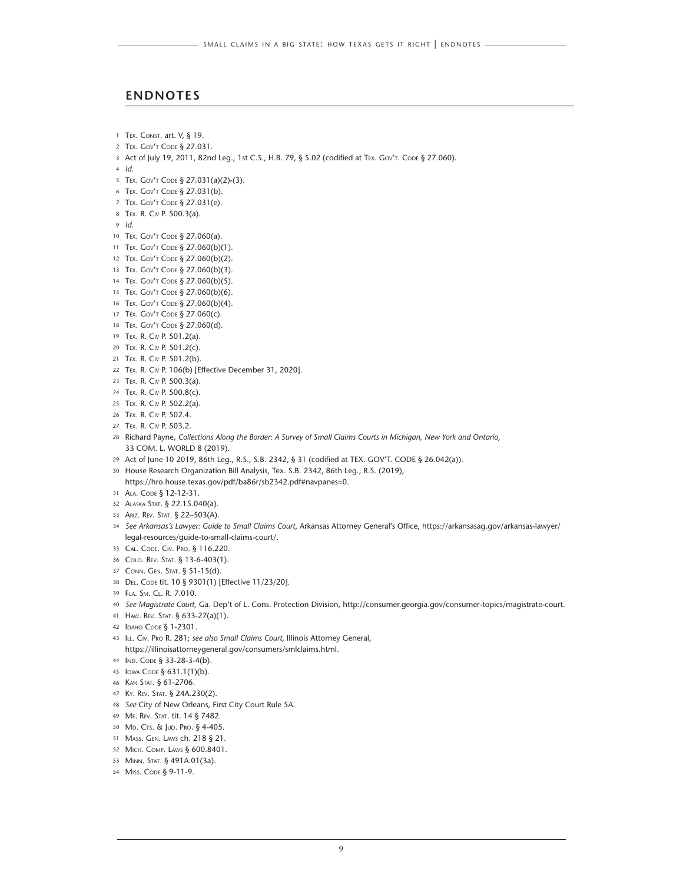## ENDNOTES

1 Tex. Const. art. V, § 19.
2 Tex. Gov't Code § 27.031.
3 Act of July 19, 2011, 82nd Leg., 1st C.S., H.B. 79, § 5.02 (codified at Tex. Gov't. Code § 27.060).
4 *Id.*
5 Tex. Gov't Code § 27.031(a)(2)-(3).
6 Tex. Gov't Code § 27.031(b).
7 Tex. Gov't Code § 27.031(e).
8 Tex. R. Civ P. 500.3(a).
9 *Id.*
10 Tex. Gov't Code § 27.060(a).
11 Tex. Gov't Code § 27.060(b)(1).
12 Tex. Gov't Code § 27.060(b)(2).
13 Tex. Gov't Code § 27.060(b)(3).
14 Tex. Gov't Code § 27.060(b)(5).
15 Tex. Gov't Code § 27.060(b)(6).
16 Tex. Gov't Code § 27.060(b)(4).
17 Tex. Gov't Code § 27.060(c).
18 Tex. Gov't Code § 27.060(d).
19 Tex. R. Civ P. 501.2(a).
20 Tex. R. Civ P. 501.2(c).
21 Tex. R. Civ P. 501.2(b).
22 Tex. R. Civ P. 106(b) [Effective December 31, 2020].
23 Tex. R. Civ P. 500.3(a).
24 Tex. R. Civ P. 500.8(c).
25 Tex. R. Civ P. 502.2(a).
26 Tex. R. Civ P. 502.4.
27 Tex. R. Civ P. 503.2.
28 Richard Payne, *Collections Along the Border: A Survey of Small Claims Courts in Michigan, New York and Ontario,* 33 COM. L. WORLD 8 (2019).
29 Act of June 10 2019, 86th Leg., R.S., S.B. 2342, § 31 (codified at TEX. GOV'T. CODE § 26.042(a)).
30 House Research Organization Bill Analysis, Tex. S.B. 2342, 86th Leg., R.S. (2019), https://hro.house.texas.gov/pdf/ba86r/sb2342.pdf#navpanes=0.
31 Ala. Code § 12-12-31.
32 Alaska Stat. § 22.15.040(a).
33 Ariz. Rev. Stat. § 22–503(A).
34 *See Arkansas's Lawyer: Guide to Small Claims Court,* Arkansas Attorney General's Office, https://arkansasag.gov/arkansas-lawyer/legal-resources/guide-to-small-claims-court/.
35 Cal. Code. Civ. Pro. § 116.220.
36 Colo. Rev. Stat. § 13-6-403(1).
37 Conn. Gen. Stat. § 51-15(d).
38 Del. Code tit. 10 § 9301(1) [Effective 11/23/20].
39 Fla. Sm. Cl. R. 7.010.
40 *See Magistrate Court,* Ga. Dep't of L. Cons. Protection Division, http://consumer.georgia.gov/consumer-topics/magistrate-court.
41 Haw. Rev. Stat. § 633-27(a)(1).
42 Idaho Code § 1-2301.
43 Ill. Civ. Pro R. 281; *see also Small Claims Court,* Illinois Attorney General, https://illinoisattorneygeneral.gov/consumers/smlclaims.html.
44 Ind. Code § 33-28-3-4(b).
45 Iowa Code § 631.1(1)(b).
46 Kan Stat. § 61-2706.
47 Ky. Rev. Stat. § 24A.230(2).
48 *See* City of New Orleans, First City Court Rule 5A.
49 Me. Rev. Stat. tit. 14 § 7482.
50 Md. Cts. & Jud. Pro. § 4-405.
51 Mass. Gen. Laws ch. 218 § 21.
52 Mich. Comp. Laws § 600.8401.
53 Minn. Stat. § 491A.01(3a).
54 Miss. Code § 9-11-9.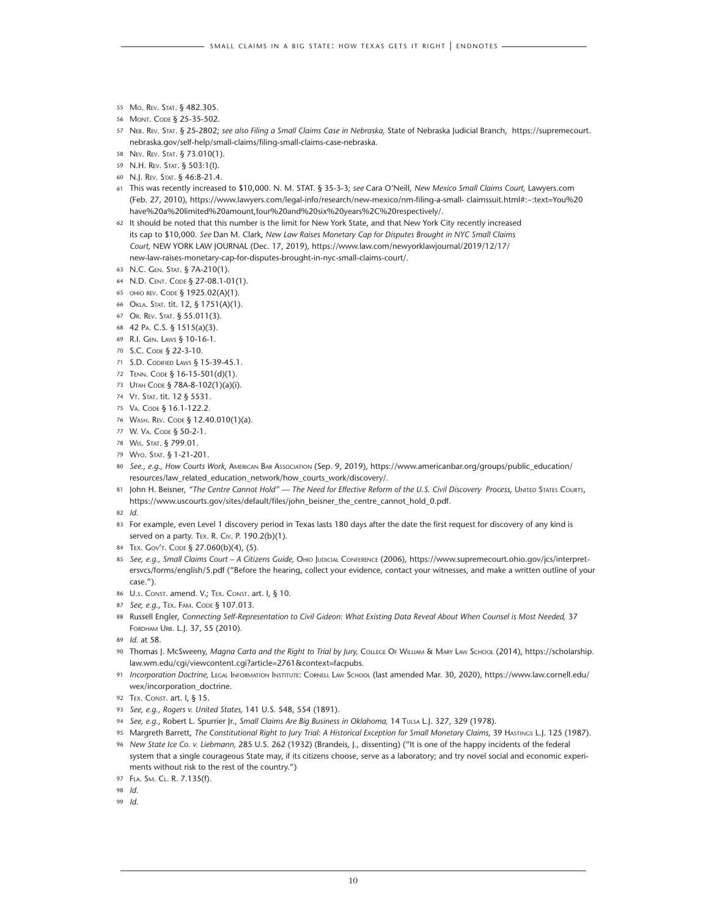55 Mo. Rev. Stat. § 482.305.

56 Mont. Code § 25-35-502.

57 Neb. Rev. Stat. § 25-2802; *see also Filing a Small Claims Case in Nebraska,* State of Nebraska Judicial Branch, https://supremecourt.nebraska.gov/self-help/small-claims/filing-small-claims-case-nebraska.

58 Nev. Rev. Stat. § 73.010(1).

59 N.H. Rev. Stat. § 503:1(I).

60 N.J. Rev. Stat. § 46:8-21.4.

61 This was recently increased to $10,000. N. M. STAT. § 35-3-3; *see* Cara O'Neill, *New Mexico Small Claims Court,* Lawyers.com (Feb. 27, 2010), https://www.lawyers.com/legal-info/research/new-mexico/nm-filing-a-small- claimssuit.html#:~:text=You%20have%20a%20limited%20amount,four%20and%20six%20years%2C%20respectively/.

62 It should be noted that this number is the limit for New York State, and that New York City recently increased its cap to $10,000. *See* Dan M. Clark, *New Law Raises Monetary Cap for Disputes Brought in NYC Small Claims Court,* NEW YORK LAW JOURNAL (Dec. 17, 2019), https://www.law.com/newyorklawjournal/2019/12/17/new-law-raises-monetary-cap-for-disputes-brought-in-nyc-small-claims-court/.

63 N.C. Gen. Stat. § 7A-210(1).

64 N.D. Cent. Code § 27-08.1-01(1).

65 ohio rev. Code § 1925.02(A)(1).

66 Okla. Stat. tit. 12, § 1751(A)(1).

67 Or. Rev. Stat. § 55.011(3).

68 42 Pa. C.S. § 1515(a)(3).

69 R.I. Gen. Laws § 10-16-1.

70 S.C. Code § 22-3-10.

71 S.D. Codified Laws § 15-39-45.1.

72 Tenn. Code § 16-15-501(d)(1).

73 Utah Code § 78A-8-102(1)(a)(i).

74 Vt. Stat. tit. 12 § 5531.

75 Va. Code § 16.1-122.2.

76 Wash. Rev. Code § 12.40.010(1)(a).

77 W. Va. Code § 50-2-1.

78 Wis. Stat. § 799.01.

79 Wyo. Stat. § 1-21-201.

80 *See., e.g., How Courts Work,* American Bar Association (Sep. 9, 2019), https://www.americanbar.org/groups/public_education/resources/law_related_education_network/how_courts_work/discovery/.

81 John H. Beisner, *"The Centre Cannot Hold" — The Need for Effective Reform of the U.S. Civil Discovery Process,* United States Courts, https://www.uscourts.gov/sites/default/files/john_beisner_the_centre_cannot_hold_0.pdf.

82 *Id.*

83 For example, even Level 1 discovery period in Texas lasts 180 days after the date the first request for discovery of any kind is served on a party. Tex. R. Civ. P. 190.2(b)(1).

84 Tex. Gov't. Code § 27.060(b)(4), (5).

85 *See, e.g., Small Claims Court – A Citizens Guide,* Ohio Judicial Conference (2006), https://www.supremecourt.ohio.gov/jcs/interpretersvcs/forms/english/5.pdf ("Before the hearing, collect your evidence, contact your witnesses, and make a written outline of your case.").

86 U.s. Const. amend. V.; Tex. Const. art. I, § 10.

87 *See, e.g.*, Tex. Fam. Code § 107.013.

88 Russell Engler, *Connecting Self-Representation to Civil Gideon: What Existing Data Reveal About When Counsel is Most Needed,* 37 Fordham Urb. L.J. 37, 55 (2010).

89 *Id.* at 58.

90 Thomas J. McSweeny, *Magna Carta and the Right to Trial by Jury,* College Of William & Mary Law School (2014), https://scholarship.law.wm.edu/cgi/viewcontent.cgi?article=2761&context=facpubs.

91 *Incorporation Doctrine,* Legal Information Institute: Cornell Law School (last amended Mar. 30, 2020), https://www.law.cornell.edu/wex/incorporation_doctrine.

92 Tex. Const. art. I, § 15.

93 *See, e.g., Rogers v. United States,* 141 U.S. 548, 554 (1891).

94 *See, e.g.*, Robert L. Spurrier Jr., *Small Claims Are Big Business in Oklahoma,* 14 Tulsa L.J. 327, 329 (1978).

95 Margreth Barrett, *The Constitutional Right to Jury Trial: A Historical Exception for Small Monetary Claims,* 39 Hastings L.J. 125 (1987).

96 *New State Ice Co. v. Liebmann,* 285 U.S. 262 (1932) (Brandeis, J., dissenting) ("It is one of the happy incidents of the federal system that a single courageous State may, if its citizens choose, serve as a laboratory; and try novel social and economic experiments without risk to the rest of the country.")

97 Fla. Sm. Cl. R. 7.135(f).

98 *Id.*

99 *Id.*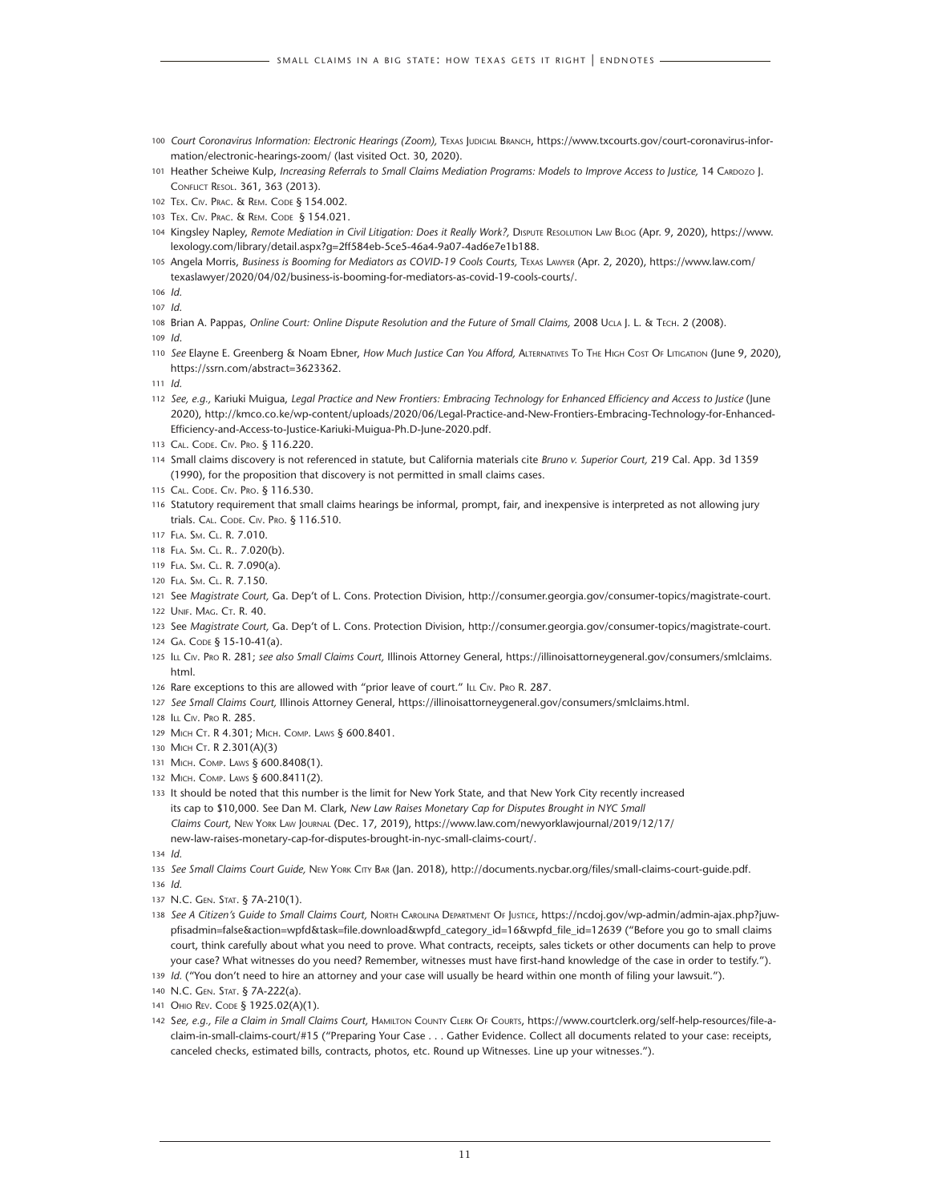100 *Court Coronavirus Information: Electronic Hearings (Zoom),* Texas Judicial Branch, https://www.txcourts.gov/court-coronavirus-information/electronic-hearings-zoom/ (last visited Oct. 30, 2020).

101 Heather Scheiwe Kulp, *Increasing Referrals to Small Claims Mediation Programs: Models to Improve Access to Justice,* 14 Cardozo J. Conflict Resol. 361, 363 (2013).

102 Tex. Civ. Prac. & Rem. Code § 154.002.

103 Tex. Civ. Prac. & Rem. Code § 154.021.

104 Kingsley Napley, *Remote Mediation in Civil Litigation: Does it Really Work?,* Dispute Resolution Law Blog (Apr. 9, 2020), https://www.lexology.com/library/detail.aspx?g=2ff584eb-5ce5-46a4-9a07-4ad6e7e1b188.

105 Angela Morris, *Business is Booming for Mediators as COVID-19 Cools Courts,* Texas Lawyer (Apr. 2, 2020), https://www.law.com/texaslawyer/2020/04/02/business-is-booming-for-mediators-as-covid-19-cools-courts/.

106 *Id.*

107 *Id.*

108 Brian A. Pappas, *Online Court: Online Dispute Resolution and the Future of Small Claims,* 2008 Ucla J. L. & Tech. 2 (2008).

109 *Id.*

110 *See* Elayne E. Greenberg & Noam Ebner, *How Much Justice Can You Afford,* Alternatives To The High Cost Of Litigation (June 9, 2020), https://ssrn.com/abstract=3623362.

111 *Id.*

112 *See, e.g.,* Kariuki Muigua, *Legal Practice and New Frontiers: Embracing Technology for Enhanced Efficiency and Access to Justice* (June 2020), http://kmco.co.ke/wp-content/uploads/2020/06/Legal-Practice-and-New-Frontiers-Embracing-Technology-for-Enhanced-Efficiency-and-Access-to-Justice-Kariuki-Muigua-Ph.D-June-2020.pdf.

113 Cal. Code. Civ. Pro. § 116.220.

114 Small claims discovery is not referenced in statute, but California materials cite *Bruno v. Superior Court,* 219 Cal. App. 3d 1359 (1990), for the proposition that discovery is not permitted in small claims cases.

115 Cal. Code. Civ. Pro. § 116.530.

116 Statutory requirement that small claims hearings be informal, prompt, fair, and inexpensive is interpreted as not allowing jury trials. Cal. Code. Civ. Pro. § 116.510.

117 Fla. Sm. Cl. R. 7.010.

118 Fla. Sm. Cl. R.. 7.020(b).

119 Fla. Sm. Cl. R. 7.090(a).

120 Fla. Sm. Cl. R. 7.150.

121 See *Magistrate Court,* Ga. Dep't of L. Cons. Protection Division, http://consumer.georgia.gov/consumer-topics/magistrate-court.

122 Unif. Mag. Ct. R. 40.

123 See *Magistrate Court,* Ga. Dep't of L. Cons. Protection Division, http://consumer.georgia.gov/consumer-topics/magistrate-court.

124 Ga. Code § 15-10-41(a).

125 Ill Civ. Pro R. 281; *see also Small Claims Court,* Illinois Attorney General, https://illinoisattorneygeneral.gov/consumers/smlclaims.html.

126 Rare exceptions to this are allowed with "prior leave of court." Ill Civ. Pro R. 287.

127 *See Small Claims Court,* Illinois Attorney General, https://illinoisattorneygeneral.gov/consumers/smlclaims.html.

128 Ill Civ. Pro R. 285.

129 Mich Ct. R 4.301; Mich. Comp. Laws § 600.8401.

130 Mich Ct. R 2.301(A)(3)

131 Mich. Comp. Laws § 600.8408(1).

132 Mich. Comp. Laws § 600.8411(2).

133 It should be noted that this number is the limit for New York State, and that New York City recently increased its cap to $10,000. See Dan M. Clark, *New Law Raises Monetary Cap for Disputes Brought in NYC Small Claims Court,* New York Law Journal (Dec. 17, 2019), https://www.law.com/newyorklawjournal/2019/12/17/new-law-raises-monetary-cap-for-disputes-brought-in-nyc-small-claims-court/.

134 *Id.*

135 *See Small Claims Court Guide,* New York City Bar (Jan. 2018), http://documents.nycbar.org/files/small-claims-court-guide.pdf.

136 *Id.*

137 N.C. Gen. Stat. § 7A-210(1).

138 *See A Citizen's Guide to Small Claims Court,* North Carolina Department Of Justice, https://ncdoj.gov/wp-admin/admin-ajax.php?juwpfisadmin=false&action=wpfd&task=file.download&wpfd_category_id=16&wpfd_file_id=12639 ("Before you go to small claims court, think carefully about what you need to prove. What contracts, receipts, sales tickets or other documents can help to prove your case? What witnesses do you need? Remember, witnesses must have first-hand knowledge of the case in order to testify.").

139 *Id.* ("You don't need to hire an attorney and your case will usually be heard within one month of filing your lawsuit.").

140 N.C. Gen. Stat. § 7A-222(a).

141 Ohio Rev. Code § 1925.02(A)(1).

142 *See, e.g., File a Claim in Small Claims Court,* Hamilton County Clerk Of Courts, https://www.courtclerk.org/self-help-resources/file-a-claim-in-small-claims-court/#15 ("Preparing Your Case . . . Gather Evidence. Collect all documents related to your case: receipts, canceled checks, estimated bills, contracts, photos, etc. Round up Witnesses. Line up your witnesses.").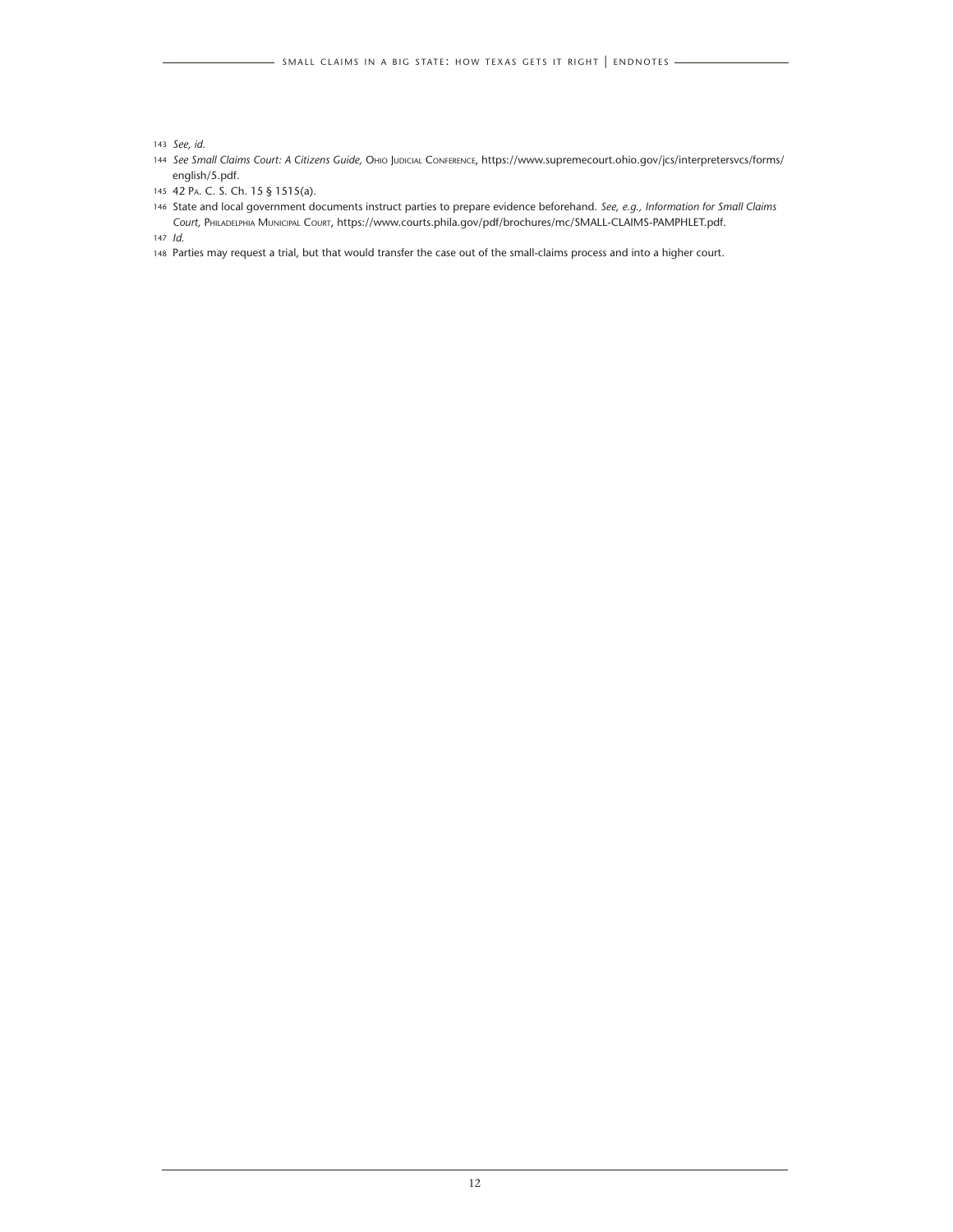143 *See, id.*

144 *See Small Claims Court: A Citizens Guide,* Ohio Judicial Conference, https://www.supremecourt.ohio.gov/jcs/interpretersvcs/forms/english/5.pdf.

145 42 Pa. C. S. Ch. 15 § 1515(a).

146 State and local government documents instruct parties to prepare evidence beforehand. *See, e.g., Information for Small Claims Court,* Philadelphia Municipal Court, https://www.courts.phila.gov/pdf/brochures/mc/SMALL-CLAIMS-PAMPHLET.pdf.

147 *Id.*

148 Parties may request a trial, but that would transfer the case out of the small-claims process and into a higher court.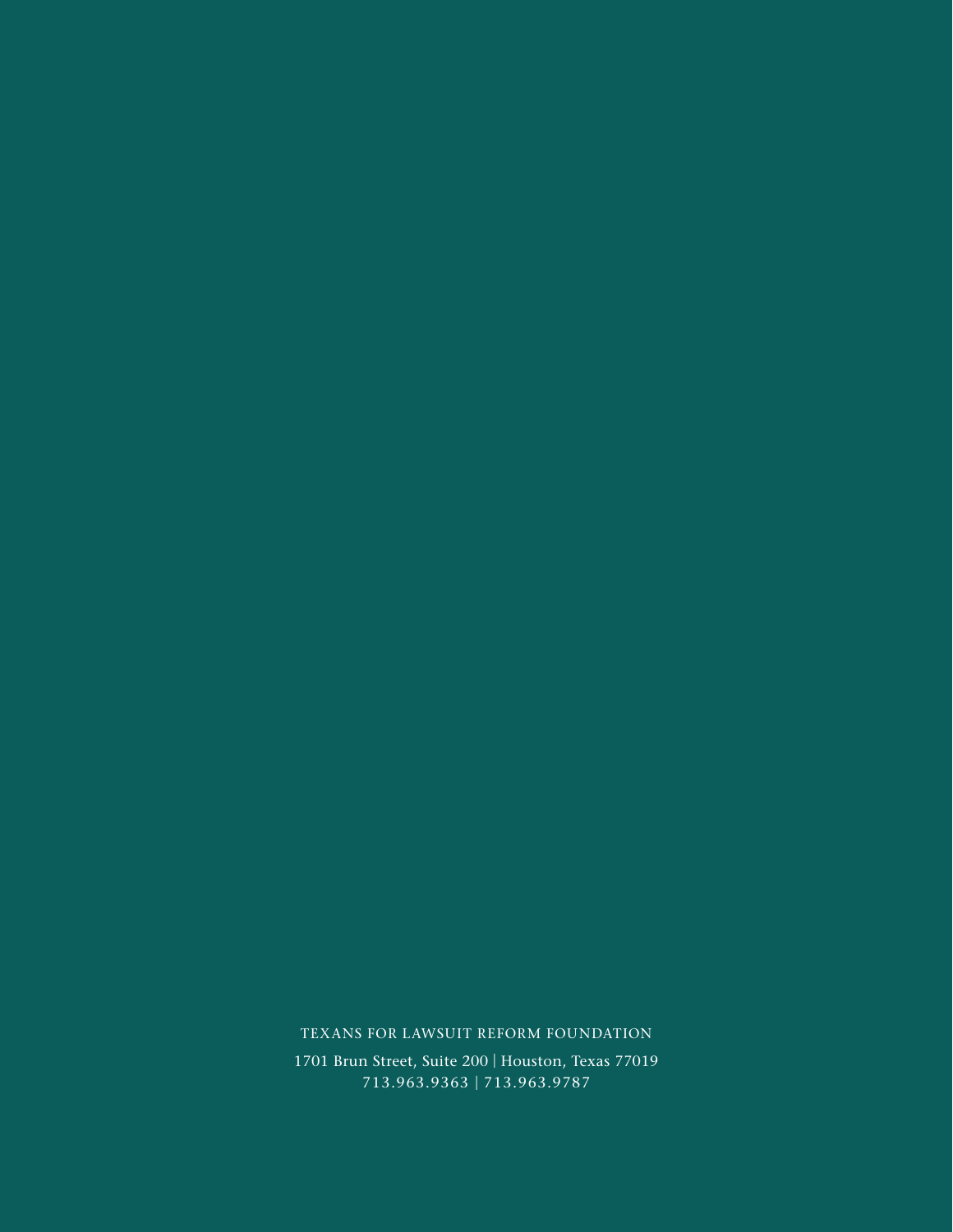TEXANS FOR LAWSUIT REFORM FOUNDATION

1701 Brun Street, Suite 200 | Houston, Texas 77019

713.963.9363 | 713.963.9787